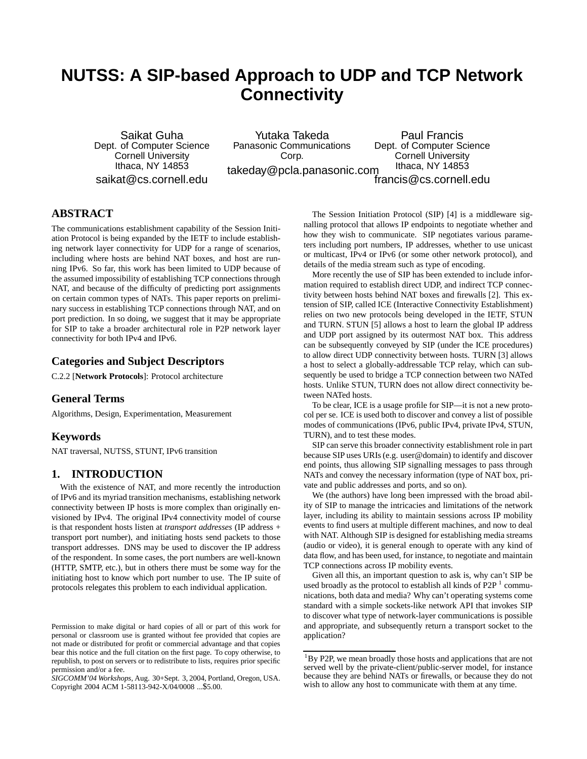# NUTSS: A SIP-based Approach to UDP and TCP Network Connectivity

Saikat Guha
Dept. of Computer Science
Cornell University
Ithaca, NY 14853
saikat@cs.cornell.edu

Yutaka Takeda
Panasonic Communications Corp.
takeday@pcla.panasonic.com

Paul Francis
Dept. of Computer Science
Cornell University
Ithaca, NY 14853
francis@cs.cornell.edu

## ABSTRACT

The communications establishment capability of the Session Initiation Protocol is being expanded by the IETF to include establishing network layer connectivity for UDP for a range of scenarios, including where hosts are behind NAT boxes, and host are running IPv6. So far, this work has been limited to UDP because of the assumed impossibility of establishing TCP connections through NAT, and because of the difficulty of predicting port assignments on certain common types of NATs. This paper reports on preliminary success in establishing TCP connections through NAT, and on port prediction. In so doing, we suggest that it may be appropriate for SIP to take a broader architectural role in P2P network layer connectivity for both IPv4 and IPv6.

## Categories and Subject Descriptors

C.2.2 [**Network Protocols**]: Protocol architecture

## General Terms

Algorithms, Design, Experimentation, Measurement

## Keywords

NAT traversal, NUTSS, STUNT, IPv6 transition

## 1. INTRODUCTION

With the existence of NAT, and more recently the introduction of IPv6 and its myriad transition mechanisms, establishing network connectivity between IP hosts is more complex than originally envisioned by IPv4. The original IPv4 connectivity model of course is that respondent hosts listen at *transport addresses* (IP address + transport port number), and initiating hosts send packets to those transport addresses. DNS may be used to discover the IP address of the respondent. In some cases, the port numbers are well-known (HTTP, SMTP, etc.), but in others there must be some way for the initiating host to know which port number to use. The IP suite of protocols relegates this problem to each individual application.

The Session Initiation Protocol (SIP) [4] is a middleware signalling protocol that allows IP endpoints to negotiate whether and how they wish to communicate. SIP negotiates various parameters including port numbers, IP addresses, whether to use unicast or multicast, IPv4 or IPv6 (or some other network protocol), and details of the media stream such as type of encoding.

More recently the use of SIP has been extended to include information required to establish direct UDP, and indirect TCP connectivity between hosts behind NAT boxes and firewalls [2]. This extension of SIP, called ICE (Interactive Connectivity Establishment) relies on two new protocols being developed in the IETF, STUN and TURN. STUN [5] allows a host to learn the global IP address and UDP port assigned by its outermost NAT box. This address can be subsequently conveyed by SIP (under the ICE procedures) to allow direct UDP connectivity between hosts. TURN [3] allows a host to select a globally-addressable TCP relay, which can subsequently be used to bridge a TCP connection between two NATed hosts. Unlike STUN, TURN does not allow direct connectivity between NATed hosts.

To be clear, ICE is a usage profile for SIP—it is not a new protocol per se. ICE is used both to discover and convey a list of possible modes of communications (IPv6, public IPv4, private IPv4, STUN, TURN), and to test these modes.

SIP can serve this broader connectivity establishment role in part because SIP uses URIs (e.g. user@domain) to identify and discover end points, thus allowing SIP signalling messages to pass through NATs and convey the necessary information (type of NAT box, private and public addresses and ports, and so on).

We (the authors) have long been impressed with the broad ability of SIP to manage the intricacies and limitations of the network layer, including its ability to maintain sessions across IP mobility events to find users at multiple different machines, and now to deal with NAT. Although SIP is designed for establishing media streams (audio or video), it is general enough to operate with any kind of data flow, and has been used, for instance, to negotiate and maintain TCP connections across IP mobility events.

Given all this, an important question to ask is, why can't SIP be used broadly as the protocol to establish all kinds of P2P [1] communications, both data and media? Why can't operating systems come standard with a simple sockets-like network API that invokes SIP to discover what type of network-layer communications is possible and appropriate, and subsequently return a transport socket to the application?

[1]By P2P, we mean broadly those hosts and applications that are not served well by the private-client/public-server model, for instance because they are behind NATs or firewalls, or because they do not wish to allow any host to communicate with them at any time.

Permission to make digital or hard copies of all or part of this work for personal or classroom use is granted without fee provided that copies are not made or distributed for profit or commercial advantage and that copies bear this notice and the full citation on the first page. To copy otherwise, to republish, to post on servers or to redistribute to lists, requires prior specific permission and/or a fee.
*SIGCOMM'04 Workshops,* Aug. 30+Sept. 3, 2004, Portland, Oregon, USA.
Copyright 2004 ACM 1-58113-942-X/04/0008 ...$5.00.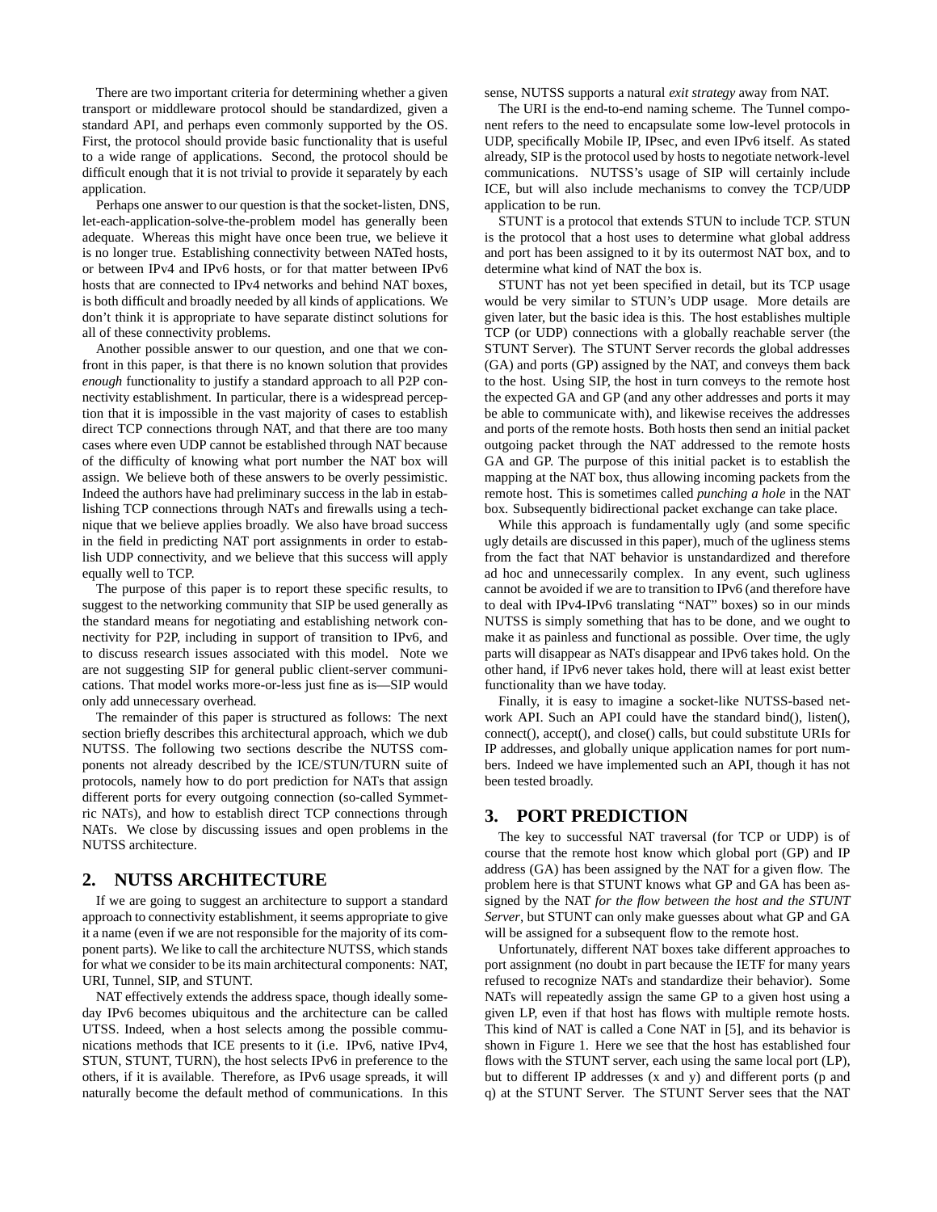There are two important criteria for determining whether a given transport or middleware protocol should be standardized, given a standard API, and perhaps even commonly supported by the OS. First, the protocol should provide basic functionality that is useful to a wide range of applications. Second, the protocol should be difficult enough that it is not trivial to provide it separately by each application.

Perhaps one answer to our question is that the socket-listen, DNS, let-each-application-solve-the-problem model has generally been adequate. Whereas this might have once been true, we believe it is no longer true. Establishing connectivity between NATed hosts, or between IPv4 and IPv6 hosts, or for that matter between IPv6 hosts that are connected to IPv4 networks and behind NAT boxes, is both difficult and broadly needed by all kinds of applications. We don't think it is appropriate to have separate distinct solutions for all of these connectivity problems.

Another possible answer to our question, and one that we confront in this paper, is that there is no known solution that provides *enough* functionality to justify a standard approach to all P2P connectivity establishment. In particular, there is a widespread perception that it is impossible in the vast majority of cases to establish direct TCP connections through NAT, and that there are too many cases where even UDP cannot be established through NAT because of the difficulty of knowing what port number the NAT box will assign. We believe both of these answers to be overly pessimistic. Indeed the authors have had preliminary success in the lab in establishing TCP connections through NATs and firewalls using a technique that we believe applies broadly. We also have broad success in the field in predicting NAT port assignments in order to establish UDP connectivity, and we believe that this success will apply equally well to TCP.

The purpose of this paper is to report these specific results, to suggest to the networking community that SIP be used generally as the standard means for negotiating and establishing network connectivity for P2P, including in support of transition to IPv6, and to discuss research issues associated with this model. Note we are not suggesting SIP for general public client-server communications. That model works more-or-less just fine as is—SIP would only add unnecessary overhead.

The remainder of this paper is structured as follows: The next section briefly describes this architectural approach, which we dub NUTSS. The following two sections describe the NUTSS components not already described by the ICE/STUN/TURN suite of protocols, namely how to do port prediction for NATs that assign different ports for every outgoing connection (so-called Symmetric NATs), and how to establish direct TCP connections through NATs. We close by discussing issues and open problems in the NUTSS architecture.

## 2. NUTSS ARCHITECTURE

If we are going to suggest an architecture to support a standard approach to connectivity establishment, it seems appropriate to give it a name (even if we are not responsible for the majority of its component parts). We like to call the architecture NUTSS, which stands for what we consider to be its main architectural components: NAT, URI, Tunnel, SIP, and STUNT.

NAT effectively extends the address space, though ideally someday IPv6 becomes ubiquitous and the architecture can be called UTSS. Indeed, when a host selects among the possible communications methods that ICE presents to it (i.e. IPv6, native IPv4, STUN, STUNT, TURN), the host selects IPv6 in preference to the others, if it is available. Therefore, as IPv6 usage spreads, it will naturally become the default method of communications. In this sense, NUTSS supports a natural *exit strategy* away from NAT.

The URI is the end-to-end naming scheme. The Tunnel component refers to the need to encapsulate some low-level protocols in UDP, specifically Mobile IP, IPsec, and even IPv6 itself. As stated already, SIP is the protocol used by hosts to negotiate network-level communications. NUTSS's usage of SIP will certainly include ICE, but will also include mechanisms to convey the TCP/UDP application to be run.

STUNT is a protocol that extends STUN to include TCP. STUN is the protocol that a host uses to determine what global address and port has been assigned to it by its outermost NAT box, and to determine what kind of NAT the box is.

STUNT has not yet been specified in detail, but its TCP usage would be very similar to STUN's UDP usage. More details are given later, but the basic idea is this. The host establishes multiple TCP (or UDP) connections with a globally reachable server (the STUNT Server). The STUNT Server records the global addresses (GA) and ports (GP) assigned by the NAT, and conveys them back to the host. Using SIP, the host in turn conveys to the remote host the expected GA and GP (and any other addresses and ports it may be able to communicate with), and likewise receives the addresses and ports of the remote hosts. Both hosts then send an initial packet outgoing packet through the NAT addressed to the remote hosts GA and GP. The purpose of this initial packet is to establish the mapping at the NAT box, thus allowing incoming packets from the remote host. This is sometimes called *punching a hole* in the NAT box. Subsequently bidirectional packet exchange can take place.

While this approach is fundamentally ugly (and some specific ugly details are discussed in this paper), much of the ugliness stems from the fact that NAT behavior is unstandardized and therefore ad hoc and unnecessarily complex. In any event, such ugliness cannot be avoided if we are to transition to IPv6 (and therefore have to deal with IPv4-IPv6 translating "NAT" boxes) so in our minds NUTSS is simply something that has to be done, and we ought to make it as painless and functional as possible. Over time, the ugly parts will disappear as NATs disappear and IPv6 takes hold. On the other hand, if IPv6 never takes hold, there will at least exist better functionality than we have today.

Finally, it is easy to imagine a socket-like NUTSS-based network API. Such an API could have the standard bind(), listen(), connect(), accept(), and close() calls, but could substitute URIs for IP addresses, and globally unique application names for port numbers. Indeed we have implemented such an API, though it has not been tested broadly.

## 3. PORT PREDICTION

The key to successful NAT traversal (for TCP or UDP) is of course that the remote host know which global port (GP) and IP address (GA) has been assigned by the NAT for a given flow. The problem here is that STUNT knows what GP and GA has been assigned by the NAT *for the flow between the host and the STUNT Server*, but STUNT can only make guesses about what GP and GA will be assigned for a subsequent flow to the remote host.

Unfortunately, different NAT boxes take different approaches to port assignment (no doubt in part because the IETF for many years refused to recognize NATs and standardize their behavior). Some NATs will repeatedly assign the same GP to a given host using a given LP, even if that host has flows with multiple remote hosts. This kind of NAT is called a Cone NAT in [5], and its behavior is shown in Figure 1. Here we see that the host has established four flows with the STUNT server, each using the same local port (LP), but to different IP addresses (x and y) and different ports (p and q) at the STUNT Server. The STUNT Server sees that the NAT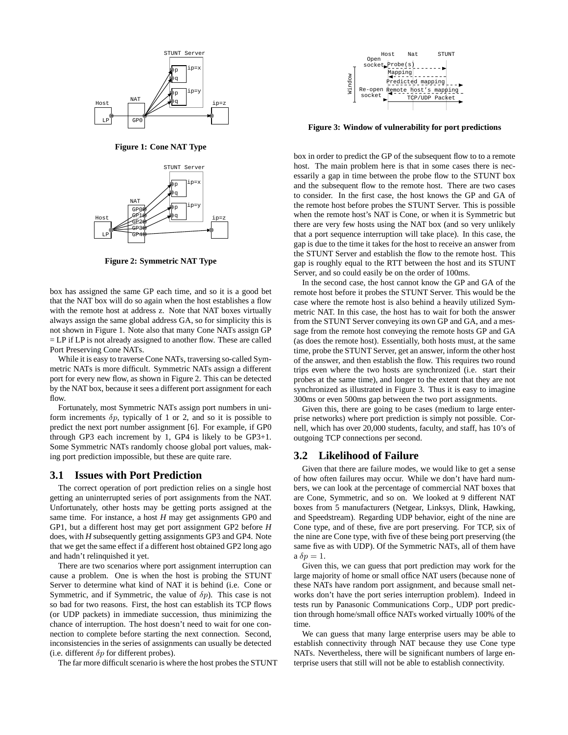**Figure 1: Cone NAT Type**

**Figure 2: Symmetric NAT Type**

box has assigned the same GP each time, and so it is a good bet that the NAT box will do so again when the host establishes a flow with the remote host at address z. Note that NAT boxes virtually always assign the same global address GA, so for simplicity this is not shown in Figure 1. Note also that many Cone NATs assign GP = LP if LP is not already assigned to another flow. These are called Port Preserving Cone NATs.

While it is easy to traverse Cone NATs, traversing so-called Symmetric NATs is more difficult. Symmetric NATs assign a different port for every new flow, as shown in Figure 2. This can be detected by the NAT box, because it sees a different port assignment for each flow.

Fortunately, most Symmetric NATs assign port numbers in uniform increments $\delta p$, typically of 1 or 2, and so it is possible to predict the next port number assignment [6]. For example, if GP0 through GP3 each increment by 1, GP4 is likely to be GP3+1. Some Symmetric NATs randomly choose global port values, making port prediction impossible, but these are quite rare.

## 3.1 Issues with Port Prediction

The correct operation of port prediction relies on a single host getting an uninterrupted series of port assignments from the NAT. Unfortunately, other hosts may be getting ports assigned at the same time. For instance, a host *H* may get assignments GP0 and GP1, but a different host may get port assignment GP2 before *H* does, with *H* subsequently getting assignments GP3 and GP4. Note that we get the same effect if a different host obtained GP2 long ago and hadn't relinquished it yet.

There are two scenarios where port assignment interruption can cause a problem. One is when the host is probing the STUNT Server to determine what kind of NAT it is behind (i.e. Cone or Symmetric, and if Symmetric, the value of $\delta p$). This case is not so bad for two reasons. First, the host can establish its TCP flows (or UDP packets) in immediate succession, thus minimizing the chance of interruption. The host doesn't need to wait for one connection to complete before starting the next connection. Second, inconsistencies in the series of assignments can usually be detected (i.e. different $\delta p$ for different probes).

The far more difficult scenario is where the host probes the STUNT box in order to predict the GP of the subsequent flow to to a remote host. The main problem here is that in some cases there is necessarily a gap in time between the probe flow to the STUNT box and the subsequent flow to the remote host. There are two cases to consider. In the first case, the host knows the GP and GA of the remote host before probes the STUNT Server. This is possible when the remote host's NAT is Cone, or when it is Symmetric but there are very few hosts using the NAT box (and so very unlikely that a port sequence interruption will take place). In this case, the gap is due to the time it takes for the host to receive an answer from the STUNT Server and establish the flow to the remote host. This gap is roughly equal to the RTT between the host and its STUNT Server, and so could easily be on the order of 100ms.

**Figure 3: Window of vulnerability for port predictions**

In the second case, the host cannot know the GP and GA of the remote host before it probes the STUNT Server. This would be the case where the remote host is also behind a heavily utilized Symmetric NAT. In this case, the host has to wait for both the answer from the STUNT Server conveying its own GP and GA, and a message from the remote host conveying the remote hosts GP and GA (as does the remote host). Essentially, both hosts must, at the same time, probe the STUNT Server, get an answer, inform the other host of the answer, and then establish the flow. This requires two round trips even where the two hosts are synchronized (i.e. start their probes at the same time), and longer to the extent that they are not synchronized as illustrated in Figure 3. Thus it is easy to imagine 300ms or even 500ms gap between the two port assignments.

Given this, there are going to be cases (medium to large enterprise networks) where port prediction is simply not possible. Cornell, which has over 20,000 students, faculty, and staff, has 10's of outgoing TCP connections per second.

## 3.2 Likelihood of Failure

Given that there are failure modes, we would like to get a sense of how often failures may occur. While we don't have hard numbers, we can look at the percentage of commercial NAT boxes that are Cone, Symmetric, and so on. We looked at 9 different NAT boxes from 5 manufacturers (Netgear, Linksys, Dlink, Hawking, and Speedstream). Regarding UDP behavior, eight of the nine are Cone type, and of these, five are port preserving. For TCP, six of the nine are Cone type, with five of these being port preserving (the same five as with UDP). Of the Symmetric NATs, all of them have a $\delta p = 1$.

Given this, we can guess that port prediction may work for the large majority of home or small office NAT users (because none of these NATs have random port assignment, and because small networks don't have the port series interruption problem). Indeed in tests run by Panasonic Communications Corp., UDP port prediction through home/small office NATs worked virtually 100% of the time.

We can guess that many large enterprise users may be able to establish connectivity through NAT because they use Cone type NATs. Nevertheless, there will be significant numbers of large enterprise users that still will not be able to establish connectivity.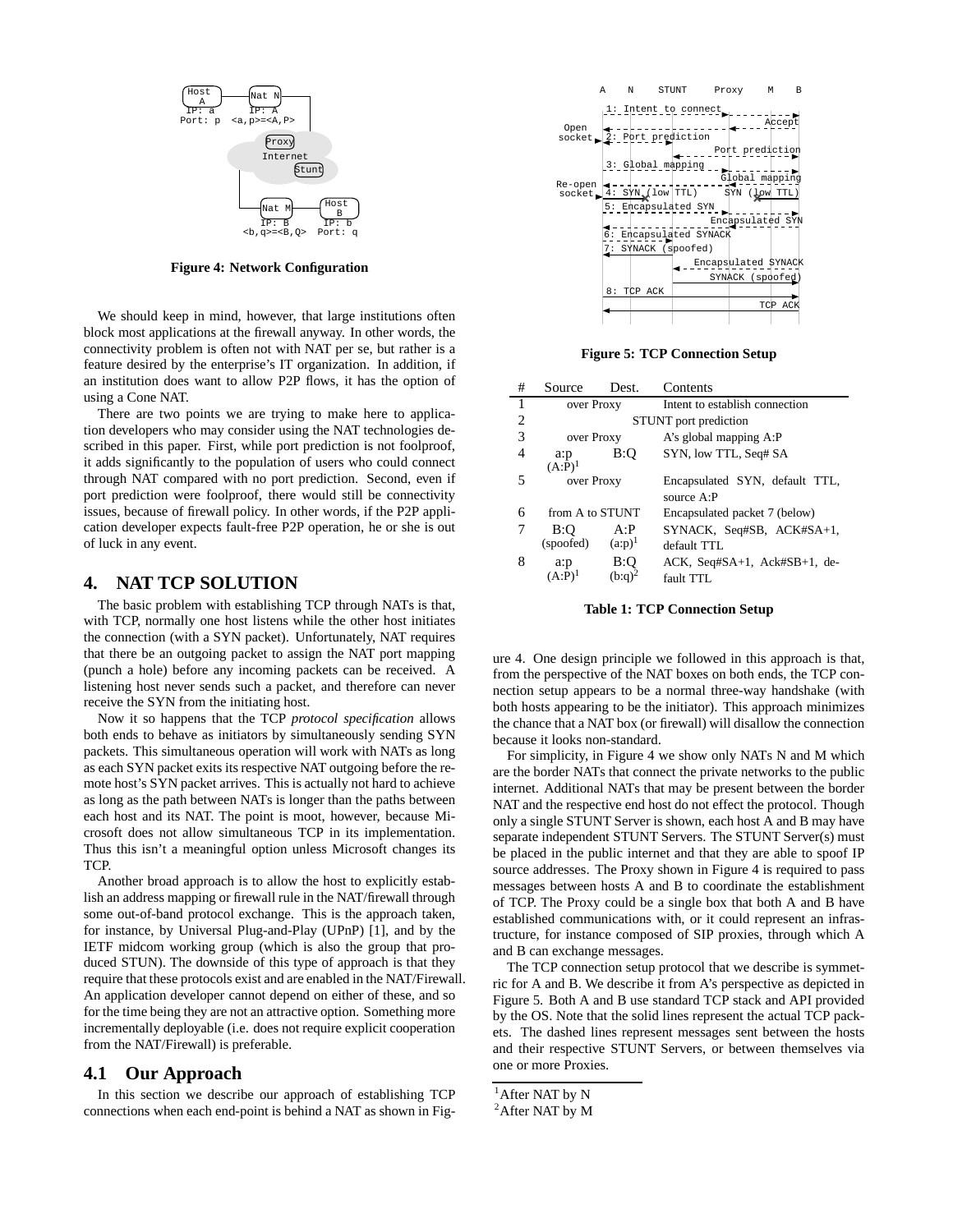Figure 4: Network Configuration

We should keep in mind, however, that large institutions often block most applications at the firewall anyway. In other words, the connectivity problem is often not with NAT per se, but rather is a feature desired by the enterprise's IT organization. In addition, if an institution does want to allow P2P flows, it has the option of using a Cone NAT.

There are two points we are trying to make here to application developers who may consider using the NAT technologies described in this paper. First, while port prediction is not foolproof, it adds significantly to the population of users who could connect through NAT compared with no port prediction. Second, even if port prediction were foolproof, there would still be connectivity issues, because of firewall policy. In other words, if the P2P application developer expects fault-free P2P operation, he or she is out of luck in any event.

## 4. NAT TCP SOLUTION

The basic problem with establishing TCP through NATs is that, with TCP, normally one host listens while the other host initiates the connection (with a SYN packet). Unfortunately, NAT requires that there be an outgoing packet to assign the NAT port mapping (punch a hole) before any incoming packets can be received. A listening host never sends such a packet, and therefore can never receive the SYN from the initiating host.

Now it so happens that the TCP *protocol specification* allows both ends to behave as initiators by simultaneously sending SYN packets. This simultaneous operation will work with NATs as long as each SYN packet exits its respective NAT outgoing before the remote host's SYN packet arrives. This is actually not hard to achieve as long as the path between NATs is longer than the paths between each host and its NAT. The point is moot, however, because Microsoft does not allow simultaneous TCP in its implementation. Thus this isn't a meaningful option unless Microsoft changes its TCP.

Another broad approach is to allow the host to explicitly establish an address mapping or firewall rule in the NAT/firewall through some out-of-band protocol exchange. This is the approach taken, for instance, by Universal Plug-and-Play (UPnP) [1], and by the IETF midcom working group (which is also the group that produced STUN). The downside of this type of approach is that they require that these protocols exist and are enabled in the NAT/Firewall. An application developer cannot depend on either of these, and so for the time being they are not an attractive option. Something more incrementally deployable (i.e. does not require explicit cooperation from the NAT/Firewall) is preferable.

### 4.1 Our Approach

In this section we describe our approach of establishing TCP connections when each end-point is behind a NAT as shown in Figure 4. One design principle we followed in this approach is that, from the perspective of the NAT boxes on both ends, the TCP connection setup appears to be a normal three-way handshake (with both hosts appearing to be the initiator). This approach minimizes the chance that a NAT box (or firewall) will disallow the connection because it looks non-standard.

Figure 5: TCP Connection Setup

| # | Source | Dest. | Contents |
|---|---|---|---|
| 1 | over Proxy | | Intent to establish connection |
| 2 | STUNT port prediction | | |
| 3 | over Proxy | | A's global mapping A:P |
| 4 | a:p (A:P)[1] | B:Q | SYN, low TTL, Seq# SA |
| 5 | over Proxy | | Encapsulated SYN, default TTL, source A:P |
| 6 | from A to STUNT | | Encapsulated packet 7 (below) |
| 7 | B:Q (spoofed) | A:P (a:p)[1] | SYNACK, Seq#SB, ACK#SA+1, default TTL |
| 8 | a:p (A:P)[1] | B:Q (b:q)[2] | ACK, Seq#SA+1, Ack#SB+1, default TTL |

Table 1: TCP Connection Setup

For simplicity, in Figure 4 we show only NATs N and M which are the border NATs that connect the private networks to the public internet. Additional NATs that may be present between the border NAT and the respective end host do not effect the protocol. Though only a single STUNT Server is shown, each host A and B may have separate independent STUNT Servers. The STUNT Server(s) must be placed in the public internet and that they are able to spoof IP source addresses. The Proxy shown in Figure 4 is required to pass messages between hosts A and B to coordinate the establishment of TCP. The Proxy could be a single box that both A and B have established communications with, or it could represent an infrastructure, for instance composed of SIP proxies, through which A and B can exchange messages.

The TCP connection setup protocol that we describe is symmetric for A and B. We describe it from A's perspective as depicted in Figure 5. Both A and B use standard TCP stack and API provided by the OS. Note that the solid lines represent the actual TCP packets. The dashed lines represent messages sent between the hosts and their respective STUNT Servers, or between themselves via one or more Proxies.

[1] After NAT by N

[2] After NAT by M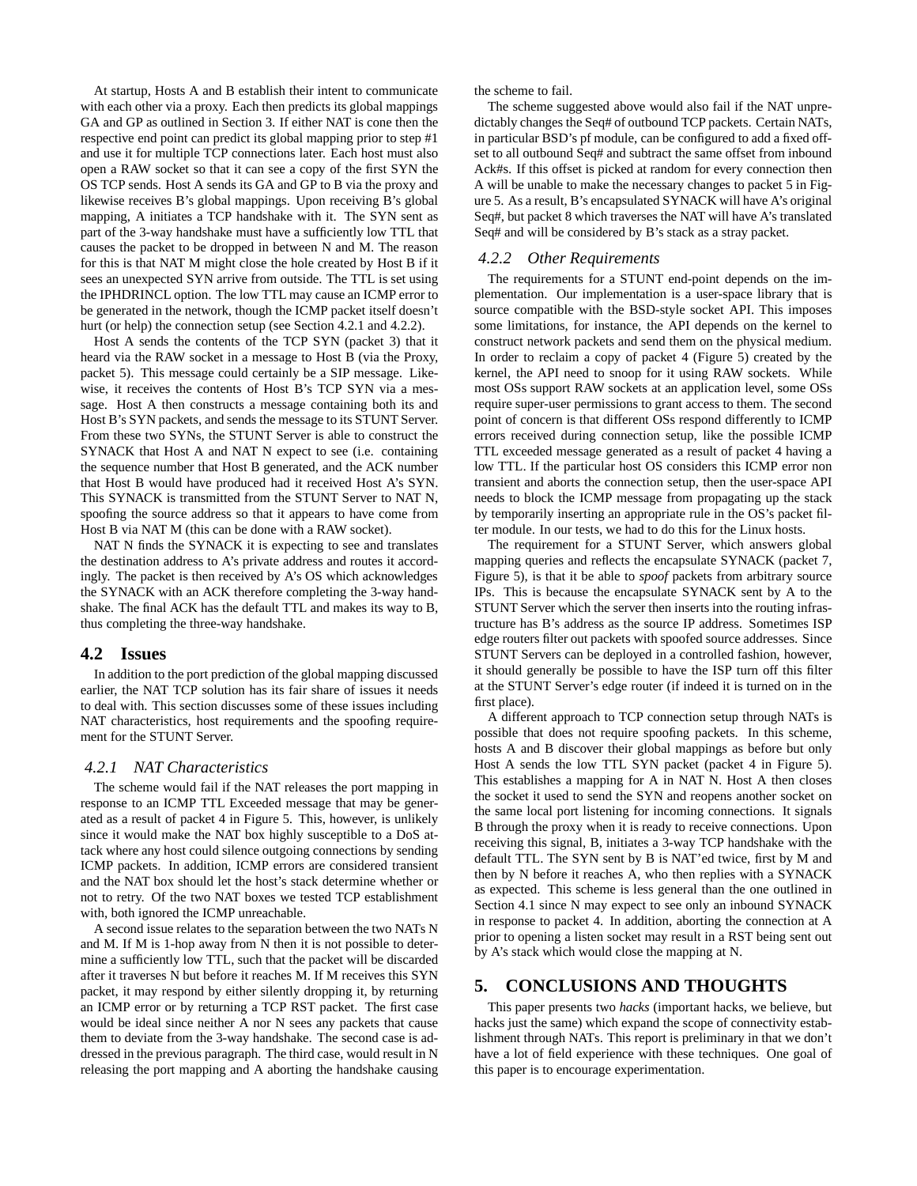At startup, Hosts A and B establish their intent to communicate with each other via a proxy. Each then predicts its global mappings GA and GP as outlined in Section 3. If either NAT is cone then the respective end point can predict its global mapping prior to step #1 and use it for multiple TCP connections later. Each host must also open a RAW socket so that it can see a copy of the first SYN the OS TCP sends. Host A sends its GA and GP to B via the proxy and likewise receives B's global mappings. Upon receiving B's global mapping, A initiates a TCP handshake with it. The SYN sent as part of the 3-way handshake must have a sufficiently low TTL that causes the packet to be dropped in between N and M. The reason for this is that NAT M might close the hole created by Host B if it sees an unexpected SYN arrive from outside. The TTL is set using the IPHDRINCL option. The low TTL may cause an ICMP error to be generated in the network, though the ICMP packet itself doesn't hurt (or help) the connection setup (see Section 4.2.1 and 4.2.2).

Host A sends the contents of the TCP SYN (packet 3) that it heard via the RAW socket in a message to Host B (via the Proxy, packet 5). This message could certainly be a SIP message. Likewise, it receives the contents of Host B's TCP SYN via a message. Host A then constructs a message containing both its and Host B's SYN packets, and sends the message to its STUNT Server. From these two SYNs, the STUNT Server is able to construct the SYNACK that Host A and NAT N expect to see (i.e. containing the sequence number that Host B generated, and the ACK number that Host B would have produced had it received Host A's SYN. This SYNACK is transmitted from the STUNT Server to NAT N, spoofing the source address so that it appears to have come from Host B via NAT M (this can be done with a RAW socket).

NAT N finds the SYNACK it is expecting to see and translates the destination address to A's private address and routes it accordingly. The packet is then received by A's OS which acknowledges the SYNACK with an ACK therefore completing the 3-way handshake. The final ACK has the default TTL and makes its way to B, thus completing the three-way handshake.

## 4.2 Issues

In addition to the port prediction of the global mapping discussed earlier, the NAT TCP solution has its fair share of issues it needs to deal with. This section discusses some of these issues including NAT characteristics, host requirements and the spoofing requirement for the STUNT Server.

### 4.2.1 NAT Characteristics

The scheme would fail if the NAT releases the port mapping in response to an ICMP TTL Exceeded message that may be generated as a result of packet 4 in Figure 5. This, however, is unlikely since it would make the NAT box highly susceptible to a DoS attack where any host could silence outgoing connections by sending ICMP packets. In addition, ICMP errors are considered transient and the NAT box should let the host's stack determine whether or not to retry. Of the two NAT boxes we tested TCP establishment with, both ignored the ICMP unreachable.

A second issue relates to the separation between the two NATs N and M. If M is 1-hop away from N then it is not possible to determine a sufficiently low TTL, such that the packet will be discarded after it traverses N but before it reaches M. If M receives this SYN packet, it may respond by either silently dropping it, by returning an ICMP error or by returning a TCP RST packet. The first case would be ideal since neither A nor N sees any packets that cause them to deviate from the 3-way handshake. The second case is addressed in the previous paragraph. The third case, would result in N releasing the port mapping and A aborting the handshake causing the scheme to fail.

The scheme suggested above would also fail if the NAT unpredictably changes the Seq# of outbound TCP packets. Certain NATs, in particular BSD's pf module, can be configured to add a fixed offset to all outbound Seq# and subtract the same offset from inbound Ack#s. If this offset is picked at random for every connection then A will be unable to make the necessary changes to packet 5 in Figure 5. As a result, B's encapsulated SYNACK will have A's original Seq#, but packet 8 which traverses the NAT will have A's translated Seq# and will be considered by B's stack as a stray packet.

### 4.2.2 Other Requirements

The requirements for a STUNT end-point depends on the implementation. Our implementation is a user-space library that is source compatible with the BSD-style socket API. This imposes some limitations, for instance, the API depends on the kernel to construct network packets and send them on the physical medium. In order to reclaim a copy of packet 4 (Figure 5) created by the kernel, the API need to snoop for it using RAW sockets. While most OSs support RAW sockets at an application level, some OSs require super-user permissions to grant access to them. The second point of concern is that different OSs respond differently to ICMP errors received during connection setup, like the possible ICMP TTL exceeded message generated as a result of packet 4 having a low TTL. If the particular host OS considers this ICMP error non transient and aborts the connection setup, then the user-space API needs to block the ICMP message from propagating up the stack by temporarily inserting an appropriate rule in the OS's packet filter module. In our tests, we had to do this for the Linux hosts.

The requirement for a STUNT Server, which answers global mapping queries and reflects the encapsulate SYNACK (packet 7, Figure 5), is that it be able to *spoof* packets from arbitrary source IPs. This is because the encapsulate SYNACK sent by A to the STUNT Server which the server then inserts into the routing infrastructure has B's address as the source IP address. Sometimes ISP edge routers filter out packets with spoofed source addresses. Since STUNT Servers can be deployed in a controlled fashion, however, it should generally be possible to have the ISP turn off this filter at the STUNT Server's edge router (if indeed it is turned on in the first place).

A different approach to TCP connection setup through NATs is possible that does not require spoofing packets. In this scheme, hosts A and B discover their global mappings as before but only Host A sends the low TTL SYN packet (packet 4 in Figure 5). This establishes a mapping for A in NAT N. Host A then closes the socket it used to send the SYN and reopens another socket on the same local port listening for incoming connections. It signals B through the proxy when it is ready to receive connections. Upon receiving this signal, B, initiates a 3-way TCP handshake with the default TTL. The SYN sent by B is NAT'ed twice, first by M and then by N before it reaches A, who then replies with a SYNACK as expected. This scheme is less general than the one outlined in Section 4.1 since N may expect to see only an inbound SYNACK in response to packet 4. In addition, aborting the connection at A prior to opening a listen socket may result in a RST being sent out by A's stack which would close the mapping at N.

# 5. CONCLUSIONS AND THOUGHTS

This paper presents two *hacks* (important hacks, we believe, but hacks just the same) which expand the scope of connectivity establishment through NATs. This report is preliminary in that we don't have a lot of field experience with these techniques. One goal of this paper is to encourage experimentation.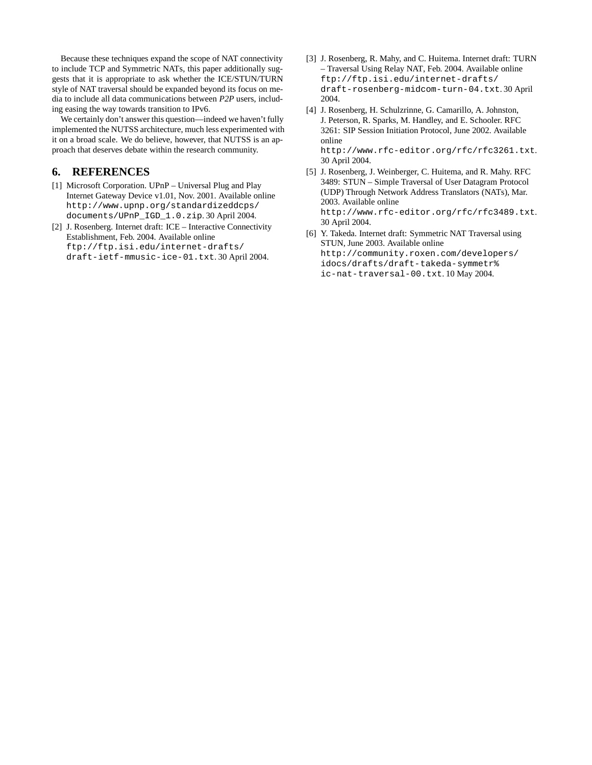Because these techniques expand the scope of NAT connectivity to include TCP and Symmetric NATs, this paper additionally suggests that it is appropriate to ask whether the ICE/STUN/TURN style of NAT traversal should be expanded beyond its focus on media to include all data communications between *P2P* users, including easing the way towards transition to IPv6.

We certainly don't answer this question—indeed we haven't fully implemented the NUTSS architecture, much less experimented with it on a broad scale. We do believe, however, that NUTSS is an approach that deserves debate within the research community.

## 6. REFERENCES

[1] Microsoft Corporation. UPnP – Universal Plug and Play Internet Gateway Device v1.01, Nov. 2001. Available online `http://www.upnp.org/standardizeddcps/documents/UPnP_IGD_1.0.zip`. 30 April 2004.

[2] J. Rosenberg. Internet draft: ICE – Interactive Connectivity Establishment, Feb. 2004. Available online `ftp://ftp.isi.edu/internet-drafts/draft-ietf-mmusic-ice-01.txt`. 30 April 2004.

[3] J. Rosenberg, R. Mahy, and C. Huitema. Internet draft: TURN – Traversal Using Relay NAT, Feb. 2004. Available online `ftp://ftp.isi.edu/internet-drafts/draft-rosenberg-midcom-turn-04.txt`. 30 April 2004.

[4] J. Rosenberg, H. Schulzrinne, G. Camarillo, A. Johnston, J. Peterson, R. Sparks, M. Handley, and E. Schooler. RFC 3261: SIP Session Initiation Protocol, June 2002. Available online `http://www.rfc-editor.org/rfc/rfc3261.txt`. 30 April 2004.

[5] J. Rosenberg, J. Weinberger, C. Huitema, and R. Mahy. RFC 3489: STUN – Simple Traversal of User Datagram Protocol (UDP) Through Network Address Translators (NATs), Mar. 2003. Available online `http://www.rfc-editor.org/rfc/rfc3489.txt`. 30 April 2004.

[6] Y. Takeda. Internet draft: Symmetric NAT Traversal using STUN, June 2003. Available online `http://community.roxen.com/developers/idocs/drafts/draft-takeda-symmetr%ic-nat-traversal-00.txt`. 10 May 2004.